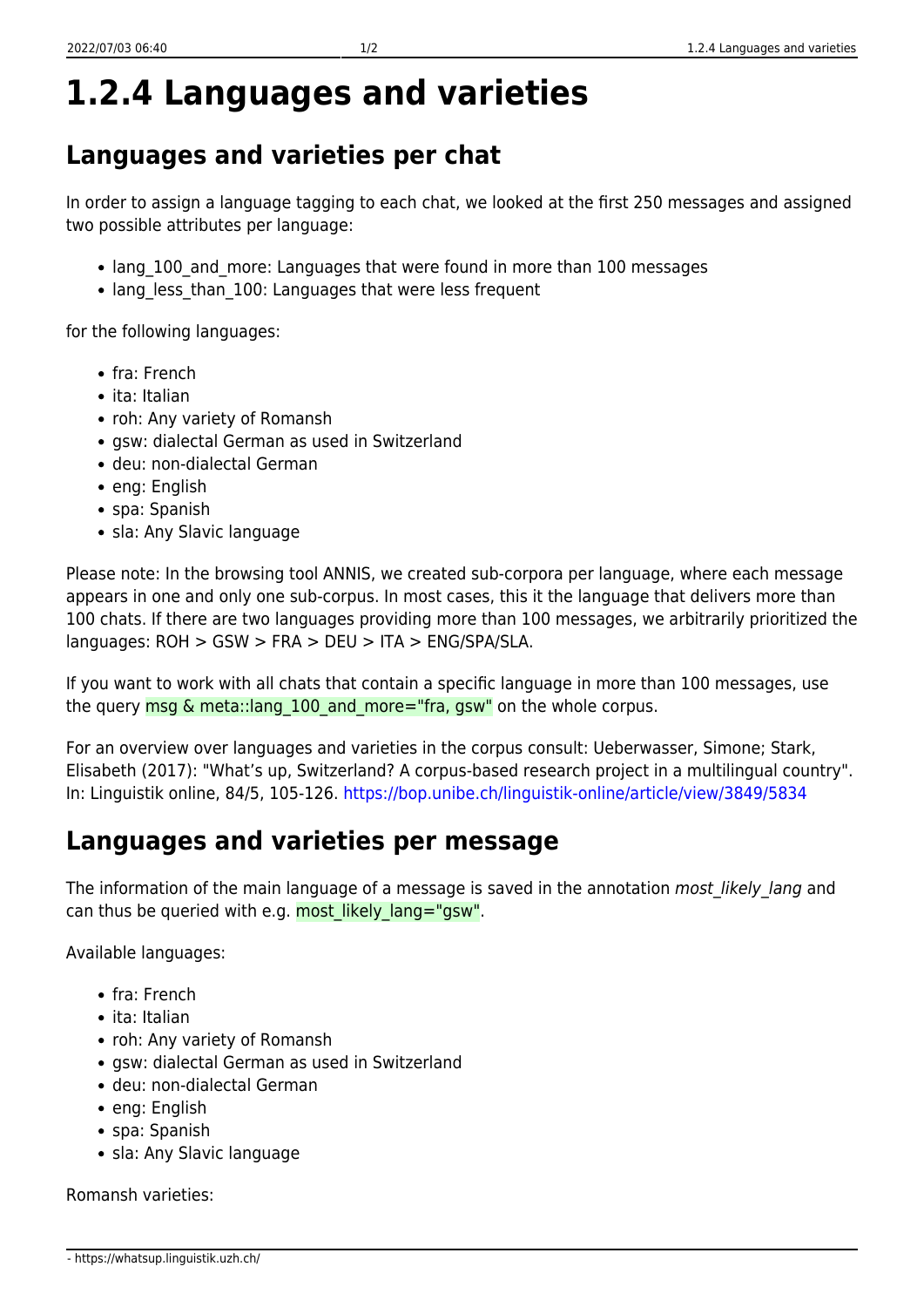# 1.2.4 Languages and varieties

## Languages and varieties per chat

In order to assign a language tagging to each chat, we looked at the first 250 messages and assigned two possible attributes per language:

- lang_100_and_more: Languages that were found in more than 100 messages
- lang_less_than_100: Languages that were less frequent

for the following languages:

- fra: French
- ita: Italian
- roh: Any variety of Romansh
- gsw: dialectal German as used in Switzerland
- deu: non-dialectal German
- eng: English
- spa: Spanish
- sla: Any Slavic language

Please note: In the browsing tool ANNIS, we created sub-corpora per language, where each message appears in one and only one sub-corpus. In most cases, this it the language that delivers more than 100 chats. If there are two languages providing more than 100 messages, we arbitrarily prioritized the languages: ROH > GSW > FRA > DEU > ITA > ENG/SPA/SLA.

If you want to work with all chats that contain a specific language in more than 100 messages, use the query `msg & meta::lang_100_and_more="fra, gsw"` on the whole corpus.

For an overview over languages and varieties in the corpus consult: Ueberwasser, Simone; Stark, Elisabeth (2017): "What's up, Switzerland? A corpus-based research project in a multilingual country". In: Linguistik online, 84/5, 105-126. https://bop.unibe.ch/linguistik-online/article/view/3849/5834

## Languages and varieties per message

The information of the main language of a message is saved in the annotation *most_likely_lang* and can thus be queried with e.g. `most_likely_lang="gsw"`.

Available languages:

- fra: French
- ita: Italian
- roh: Any variety of Romansh
- gsw: dialectal German as used in Switzerland
- deu: non-dialectal German
- eng: English
- spa: Spanish
- sla: Any Slavic language

Romansh varieties: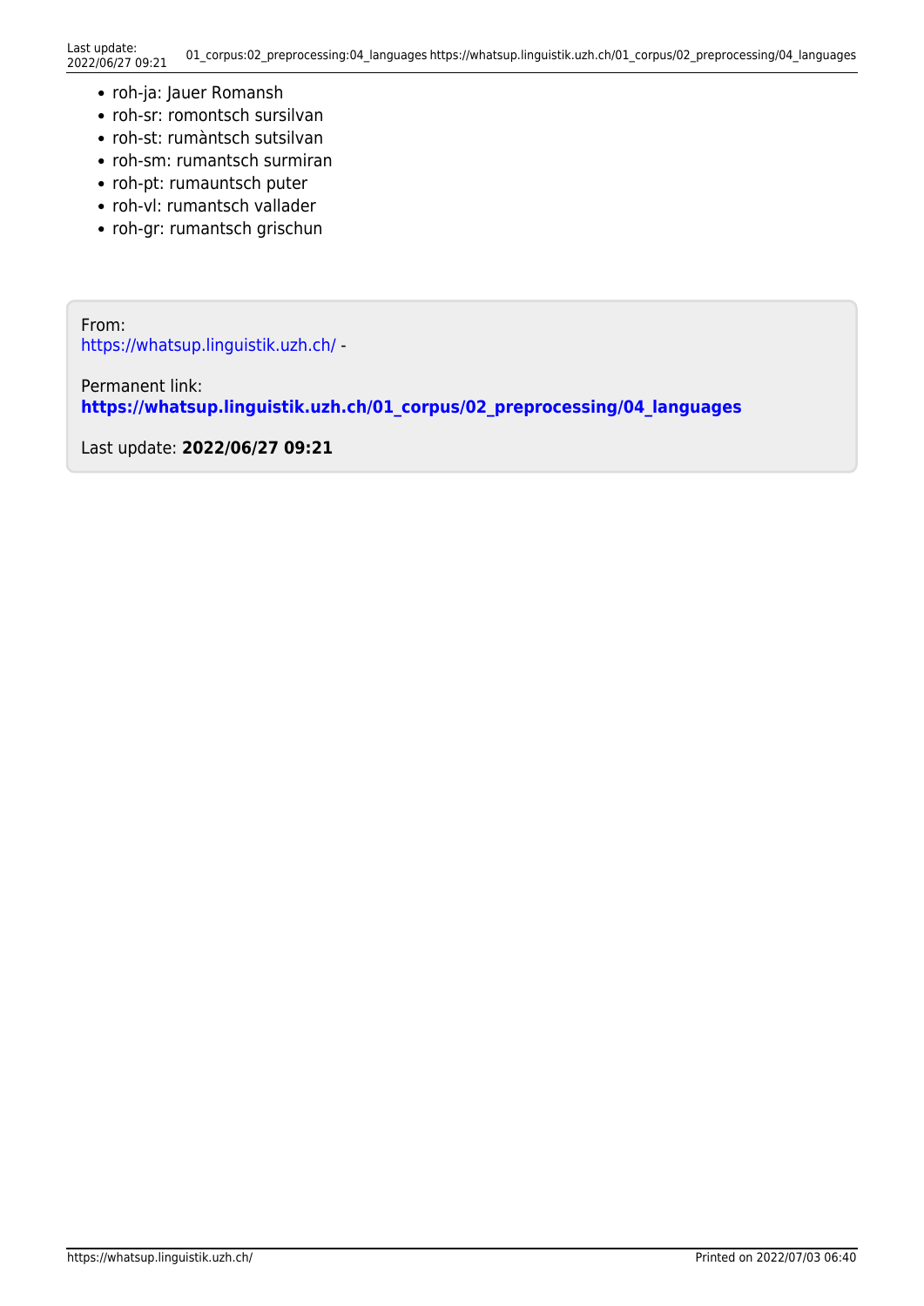- roh-ja: Jauer Romansh
- roh-sr: romontsch sursilvan
- roh-st: rumàntsch sutsilvan
- roh-sm: rumantsch surmiran
- roh-pt: rumauntsch puter
- roh-vl: rumantsch vallader
- roh-gr: rumantsch grischun

From:
https://whatsup.linguistik.uzh.ch/ -

Permanent link:
**https://whatsup.linguistik.uzh.ch/01_corpus/02_preprocessing/04_languages**

Last update: **2022/06/27 09:21**